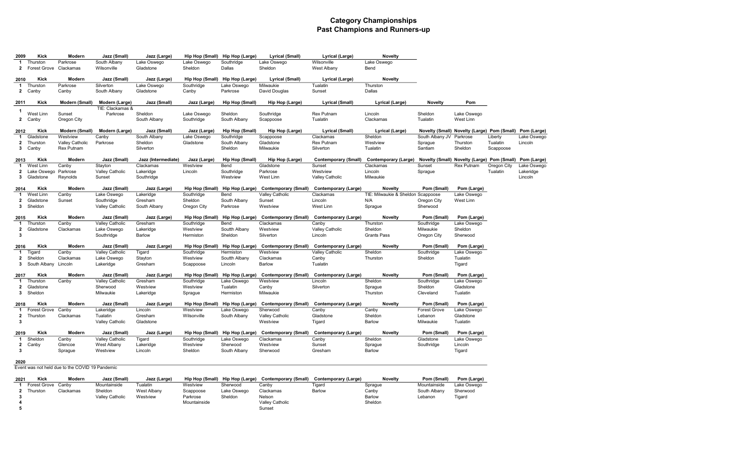# Category Championships
## Past Champions and Runners-up

| 2009 | Kick | Modern | Jazz (Small) | Jazz (Large) | Hip Hop (Small) | Hip Hop (Large) | Lyrical (Small) | Lyrical (Large) | Novelty |
|---|---|---|---|---|---|---|---|---|---|
| 1 | Thurston | Parkrose | South Albany | Lake Oswego | Lake Oswego | Southridge | Lake Oswego | Wilsonville | Lake Oswego |
| 2 | Forest Grove | Clackamas | Wilsonville | Gladstone | Sheldon | Dallas | Sheldon | West Albany | Bend |

| 2010 | Kick | Modern | Jazz (Small) | Jazz (Large) | Hip Hop (Small) | Hip Hop (Large) | Lyrical (Small) | Lyrical (Large) | Novelty |
|---|---|---|---|---|---|---|---|---|---|
| 1 | Thurston | Parkrose | Silverton | Lake Oswego | Southridge | Lake Oswego | Milwaukie | Tualatin | Thurston |
| 2 | Canby | Canby | South Albany | Gladstone | Canby | Parkrose | David Douglas | Sunset | Dallas |

| 2011 | Kick | Modern (Small) | Modern (Large) | Jazz (Small) | Jazz (Large) | Hip Hop (Small) | Hip Hop (Large) | Lyrical (Small) | Lyrical (Large) | Novelty | Pom |
|---|---|---|---|---|---|---|---|---|---|---|---|
| 1 | West Linn | Sunset | TIE: Clackamas & Parkrose | Sheldon | Lake Oswego | Sheldon | Southridge | Rex Putnam | Lincoln | Sheldon | Lake Oswego |
| 2 | Canby | Oregon City | | South Albany | Southridge | South Albany | Scappoose | Tualatin | Clackamas | Tualatin | West Linn |

| 2012 | Kick | Modern (Small) | Modern (Large) | Jazz (Small) | Jazz (Large) | Hip Hop (Small) | Hip Hop (Large) | Lyrical (Small) | Lyrical (Large) | Novelty (Small) | Novelty (Large) | Pom (Small) | Pom (Large) |
|---|---|---|---|---|---|---|---|---|---|---|---|---|---|
| 1 | Gladstone | Westview | Canby | South Albany | Lake Oswego | Southridge | Scappoose | Clackamas | Sheldon | South Albany JV | Parkrose | Liberty | Lake Oswego |
| 2 | Thurston | Valley Catholic | Parkrose | Sheldon | Gladstone | South Albany | Gladstone | Rex Putnam | Westview | Sprague | Thurston | Tualatin | Lincoln |
| 3 | Canby | Rex Putnam | | Silverton | | Sheldon | Milwaukie | Silverton | Tualatin | Santiam | Sheldon | Scappoose | |

| 2013 | Kick | Modern | Jazz (Small) | Jazz (Intermediate) | Jazz (Large) | Hip Hop (Small) | Hip Hop (Large) | Contemporary (Small) | Contemporary (Large) | Novelty (Small) | Novelty (Large) | Pom (Small) | Pom (Large) |
|---|---|---|---|---|---|---|---|---|---|---|---|---|---|
| 1 | West Linn | Canby | Stayton | Clackamas | Westview | Bend | Gladstone | Sunset | Clackamas | Sunset | Rex Putnam | Oregon City | Lake Oswego |
| 2 | Lake Oswego | Parkrose | Valley Catholic | Lakeridge | Lincoln | Southridge | Parkrose | Westview | Lincoln | Sprague | | Tualatin | Lakeridge |
| 3 | Gladstone | Reynolds | Sunset | Southridge | | Westview | West Linn | Valley Catholic | Milwaukie | | | | Lincoln |

| 2014 | Kick | Modern | Jazz (Small) | Jazz (Large) | Hip Hop (Small) | Hip Hop (Large) | Contemporary (Small) | Contemporary (Large) | Novelty | Pom (Small) | Pom (Large) |
|---|---|---|---|---|---|---|---|---|---|---|---|
| 1 | West Linn | Canby | Lake Oswego | Lakeridge | Southridge | Bend | Valley Catholic | Clackamas | TIE: Milwaukie & Sheldon | Scappoose | Lake Oswego |
| 2 | Gladstone | Sunset | Southridge | Gresham | Sheldon | South Albany | Sunset | Lincoln | N/A | Oregon City | West Linn |
| 3 | Sheldon | | Valley Catholic | South Albany | Oregon City | Parkrose | Westview | West Linn | Sprague | Sherwood | |

| 2015 | Kick | Modern | Jazz (Small) | Jazz (Large) | Hip Hop (Small) | Hip Hop (Large) | Contemporary (Small) | Contemporary (Large) | Novelty | Pom (Small) | Pom (Large) |
|---|---|---|---|---|---|---|---|---|---|---|---|
| 1 | Thurston | Canby | Valley Catholic | Gresham | Southridge | Bend | Clackamas | Canby | Thurston | Southridge | Lake Oswego |
| 2 | Gladstone | Clackamas | Lake Oswego | Lakeridge | Westview | South Albany | Westview | Valley Catholic | Sheldon | Milwaukie | Sheldon |
| 3 | | | Southridge | Barlow | Hermiston | Sheldon | Silverton | Lincoln | Grants Pass | Oregon City | Sherwood |

| 2016 | Kick | Modern | Jazz (Small) | Jazz (Large) | Hip Hop (Small) | Hip Hop (Large) | Contemporary (Small) | Contemporary (Large) | Novelty | Pom (Small) | Pom (Large) |
|---|---|---|---|---|---|---|---|---|---|---|---|
| 1 | Tigard | Canby | Valley Catholic | Tigard | Southridge | Hermiston | Westview | Valley Catholic | Sheldon | Southridge | Lake Oswego |
| 2 | Sheldon | Clackamas | Lake Oswego | Stayton | Westview | South Albany | Clackamas | Canby | Thurston | Sheldon | Tualatin |
| 3 | South Albany | Lincoln | Lakeridge | Gresham | Scappoose | Lincoln | Barlow | Tualatin | | | Tigard |

| 2017 | Kick | Modern | Jazz (Small) | Jazz (Large) | Hip Hop (Small) | Hip Hop (Large) | Contemporary (Small) | Contemporary (Large) | Novelty | Pom (Small) | Pom (Large) |
|---|---|---|---|---|---|---|---|---|---|---|---|
| 1 | Thurston | Canby | Valley Catholic | Gresham | Southridge | Lake Oswego | Westview | Lincoln | Sheldon | Southridge | Lake Oswego |
| 2 | Gladstone | | Sherwood | Westview | Westview | Tualatin | Canby | Silverton | Sprague | Sheldon | Gladstone |
| 3 | Sheldon | | Milwaukie | Lakeridge | Sprague | Hermiston | Milwaukie | | Thurston | Cleveland | Tualatin |

| 2018 | Kick | Modern | Jazz (Small) | Jazz (Large) | Hip Hop (Small) | Hip Hop (Large) | Contemporary (Small) | Contemporary (Large) | Novelty | Pom (Small) | Pom (Large) |
|---|---|---|---|---|---|---|---|---|---|---|---|
| 1 | Forest Grove | Canby | Lakeridge | Lincoln | Westview | Lake Oswego | Sherwood | Canby | Canby | Forest Grove | Lake Oswego |
| 2 | Thurston | Clackamas | Tualatin | Gresham | Wilsonville | South Albany | Valley Catholic | Gladstone | Sheldon | Lebanon | Gladstone |
| 3 | | | Valley Catholic | Gladstone | | | Westview | Tigard | Barlow | Milwaukie | Tualatin |

| 2019 | Kick | Modern | Jazz (Small) | Jazz (Large) | Hip Hop (Small) | Hip Hop (Large) | Contemporary (Small) | Contemporary (Large) | Novelty | Pom (Small) | Pom (Large) |
|---|---|---|---|---|---|---|---|---|---|---|---|
| 1 | Sheldon | Canby | Valley Catholic | Tigard | Southridge | Lake Oswego | Clackamas | Canby | Sheldon | Gladstone | Lake Oswego |
| 2 | Canby | Glencoe | West Albany | Lakeridge | Westview | Sherwood | Westview | Sunset | Sprague | Southridge | Lincoln |
| 3 | | Sprague | Westview | Lincoln | Sheldon | South Albany | Sherwood | Gresham | Barlow | | Tigard |

**2020**

Event was not held due to the COVID 19 Pandemic

| 2021 | Kick | Modern | Jazz (Small) | Jazz (Large) | Hip Hop (Small) | Hip Hop (Large) | Contemporary (Small) | Contemporary (Large) | Novelty | Pom (Small) | Pom (Large) |
|---|---|---|---|---|---|---|---|---|---|---|---|
| 1 | Forest Grove | Canby | Mountainside | Tualatin | Westview | Sherwood | Canby | Tigard | Sprague | Mountainside | Lake Oswego |
| 2 | Thurston | Clackamas | Sheldon | West Albany | Scappoose | Lake Oswego | Clackamas | Barlow | Canby | South Albany | Sherwood |
| 3 | | | Valley Catholic | Westview | Parkrose | Sheldon | Nelson | | Barlow | Lebanon | Tigard |
| 4 | | | | | Mountainside | | Valley Catholic | | Sheldon | | |
| 5 | | | | | | | Sunset | | | | |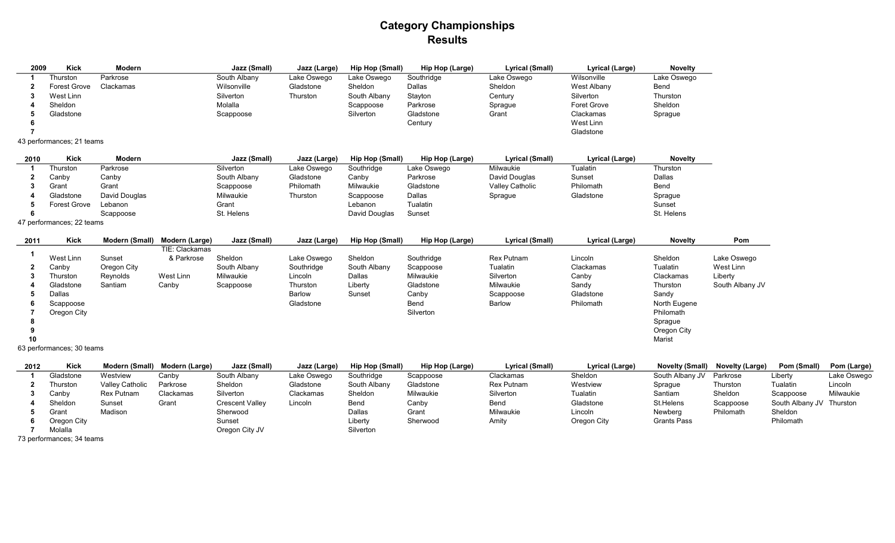# Category Championships
## Results

| 2009 | Kick | Modern | | Jazz (Small) | Jazz (Large) | Hip Hop (Small) | Hip Hop (Large) | Lyrical (Small) | Lyrical (Large) | Novelty |
|---|---|---|---|---|---|---|---|---|---|---|
| 1 | Thurston | Parkrose | | South Albany | Lake Oswego | Lake Oswego | Southridge | Lake Oswego | Wilsonville | Lake Oswego |
| 2 | Forest Grove | Clackamas | | Wilsonville | Gladstone | Sheldon | Dallas | Sheldon | West Albany | Bend |
| 3 | West Linn | | | Silverton | Thurston | South Albany | Stayton | Century | Silverton | Thurston |
| 4 | Sheldon | | | Molalla | | Scappoose | Parkrose | Sprague | Foret Grove | Sheldon |
| 5 | Gladstone | | | Scappoose | | Silverton | Gladstone | Grant | Clackamas | Sprague |
| 6 | | | | | | | Century | | West Linn | |
| 7 | | | | | | | | | Gladstone | |

43 performances; 21 teams

| 2010 | Kick | Modern | | Jazz (Small) | Jazz (Large) | Hip Hop (Small) | Hip Hop (Large) | Lyrical (Small) | Lyrical (Large) | Novelty |
|---|---|---|---|---|---|---|---|---|---|---|
| 1 | Thurston | Parkrose | | Silverton | Lake Oswego | Southridge | Lake Oswego | Milwaukie | Tualatin | Thurston |
| 2 | Canby | Canby | | South Albany | Gladstone | Canby | Parkrose | David Douglas | Sunset | Dallas |
| 3 | Grant | Grant | | Scappoose | Philomath | Milwaukie | Gladstone | Valley Catholic | Philomath | Bend |
| 4 | Gladstone | David Douglas | | Milwaukie | Thurston | Scappoose | Dallas | Sprague | Gladstone | Sprague |
| 5 | Forest Grove | Lebanon | | Grant | | Lebanon | Tualatin | | | Sunset |
| 6 | | Scappoose | | St. Helens | | David Douglas | Sunset | | | St. Helens |

47 performances; 22 teams

| 2011 | Kick | Modern (Small) | Modern (Large) | Jazz (Small) | Jazz (Large) | Hip Hop (Small) | Hip Hop (Large) | Lyrical (Small) | Lyrical (Large) | Novelty | Pom |
|---|---|---|---|---|---|---|---|---|---|---|---|
| 1 | West Linn | Sunset | TIE: Clackamas & Parkrose | Sheldon | Lake Oswego | Sheldon | Southridge | Rex Putnam | Lincoln | Sheldon | Lake Oswego |
| 2 | Canby | Oregon City | | South Albany | Southridge | South Albany | Scappoose | Tualatin | Clackamas | Tualatin | West Linn |
| 3 | Thurston | Reynolds | West Linn | Milwaukie | Lincoln | Dallas | Milwaukie | Silverton | Canby | Clackamas | Liberty |
| 4 | Gladstone | Santiam | Canby | Scappoose | Thurston | Liberty | Gladstone | Milwaukie | Sandy | Thurston | South Albany JV |
| 5 | Dallas | | | | Barlow | Sunset | Canby | Scappoose | Gladstone | Sandy | |
| 6 | Scappoose | | | | Gladstone | | Bend | Barlow | Philomath | North Eugene | |
| 7 | Oregon City | | | | | | Silverton | | | Philomath | |
| 8 | | | | | | | | | | Sprague | |
| 9 | | | | | | | | | | Oregon City | |
| 10 | | | | | | | | | | Marist | |

63 performances; 30 teams

| 2012 | Kick | Modern (Small) | Modern (Large) | Jazz (Small) | Jazz (Large) | Hip Hop (Small) | Hip Hop (Large) | Lyrical (Small) | Lyrical (Large) | Novelty (Small) | Novelty (Large) | Pom (Small) | Pom (Large) |
|---|---|---|---|---|---|---|---|---|---|---|---|---|---|
| 1 | Gladstone | Westview | Canby | South Albany | Lake Oswego | Southridge | Scappoose | Clackamas | Sheldon | South Albany JV | Parkrose | Liberty | Lake Oswego |
| 2 | Thurston | Valley Catholic | Parkrose | Sheldon | Gladstone | South Albany | Gladstone | Rex Putnam | Westview | Sprague | Thurston | Tualatin | Lincoln |
| 3 | Canby | Rex Putnam | Clackamas | Silverton | Clackamas | Sheldon | Milwaukie | Silverton | Tualatin | Santiam | Sheldon | Scappoose | Milwaukie |
| 4 | Sheldon | Sunset | Grant | Crescent Valley | Lincoln | Bend | Canby | Bend | Gladstone | St.Helens | Scappoose | South Albany JV | Thurston |
| 5 | Grant | Madison | | Sherwood | | Dallas | Grant | Milwaukie | Lincoln | Newberg | Philomath | Sheldon | |
| 6 | Oregon City | | | Sunset | | Liberty | Sherwood | Amity | Oregon City | Grants Pass | | Philomath | |
| 7 | Molalla | | | Oregon City JV | | Silverton | | | | | | | |

73 performances; 34 teams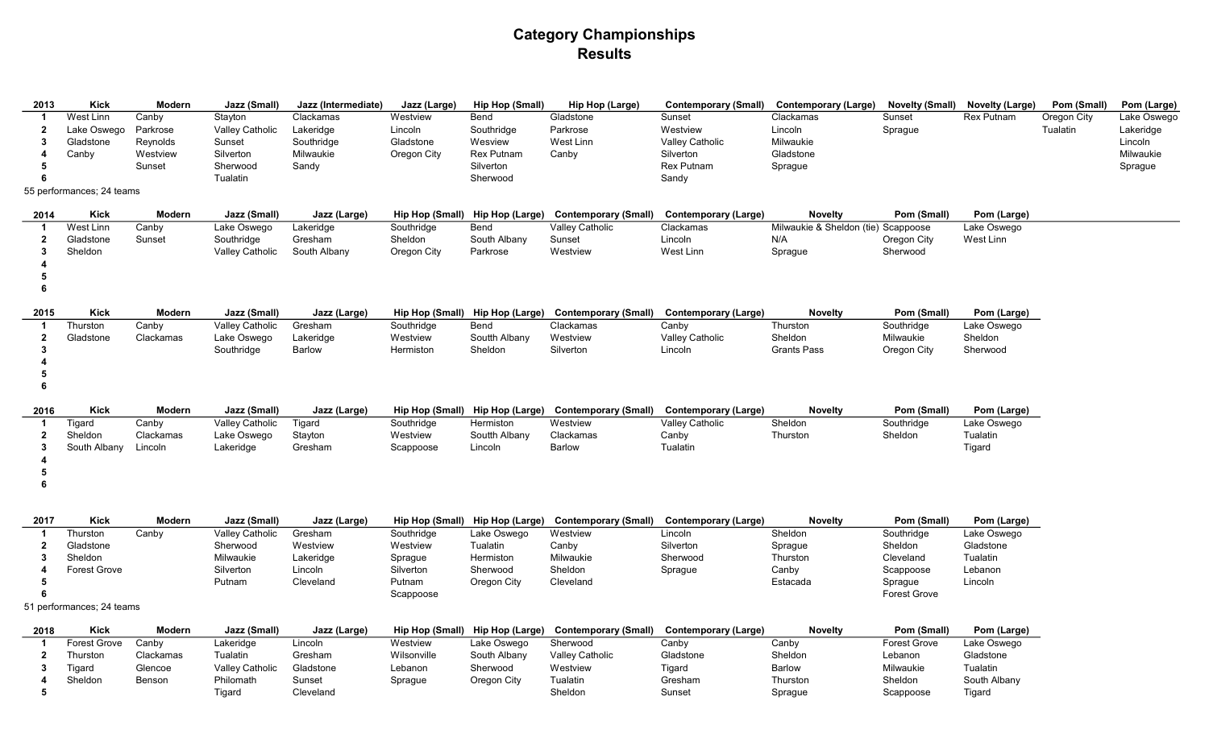# Category Championships
## Results

| 2013 | Kick | Modern | Jazz (Small) | Jazz (Intermediate) | Jazz (Large) | Hip Hop (Small) | Hip Hop (Large) | Contemporary (Small) | Contemporary (Large) | Novelty (Small) | Novelty (Large) | Pom (Small) | Pom (Large) |
|---|---|---|---|---|---|---|---|---|---|---|---|---|---|
| 1 | West Linn | Canby | Stayton | Clackamas | Westview | Bend | Gladstone | Sunset | Clackamas | Sunset | Rex Putnam | Oregon City | Lake Oswego |
| 2 | Lake Oswego | Parkrose | Valley Catholic | Lakeridge | Lincoln | Southridge | Parkrose | Westview | Lincoln | Sprague | | Tualatin | Lakeridge |
| 3 | Gladstone | Reynolds | Sunset | Southridge | Gladstone | Wesview | West Linn | Valley Catholic | Milwaukie | | | | Lincoln |
| 4 | Canby | Westview | Silverton | Milwaukie | Oregon City | Rex Putnam | Canby | Silverton | Gladstone | | | | Milwaukie |
| 5 | | Sunset | Sherwood | Sandy | | Silverton | | Rex Putnam | Sprague | | | | Sprague |
| 6 | | | Tualatin | | | Sherwood | | Sandy | | | | | |

55 performances; 24 teams

| 2014 | Kick | Modern | Jazz (Small) | Jazz (Large) | Hip Hop (Small) | Hip Hop (Large) | Contemporary (Small) | Contemporary (Large) | Novelty | Pom (Small) | Pom (Large) |
|---|---|---|---|---|---|---|---|---|---|---|---|
| 1 | West Linn | Canby | Lake Oswego | Lakeridge | Southridge | Bend | Valley Catholic | Clackamas | Milwaukie & Sheldon (tie) | Scappoose | Lake Oswego |
| 2 | Gladstone | Sunset | Southridge | Gresham | Sheldon | South Albany | Sunset | Lincoln | N/A | Oregon City | West Linn |
| 3 | Sheldon | | Valley Catholic | South Albany | Oregon City | Parkrose | Westview | West Linn | Sprague | Sherwood | |
| 4 | | | | | | | | | | | |
| 5 | | | | | | | | | | | |
| 6 | | | | | | | | | | | |

| 2015 | Kick | Modern | Jazz (Small) | Jazz (Large) | Hip Hop (Small) | Hip Hop (Large) | Contemporary (Small) | Contemporary (Large) | Novelty | Pom (Small) | Pom (Large) |
|---|---|---|---|---|---|---|---|---|---|---|---|
| 1 | Thurston | Canby | Valley Catholic | Gresham | Southridge | Bend | Clackamas | Canby | Thurston | Southridge | Lake Oswego |
| 2 | Gladstone | Clackamas | Lake Oswego | Lakeridge | Westview | South Albany | Westview | Valley Catholic | Sheldon | Milwaukie | Sheldon |
| 3 | | | Southridge | Barlow | Hermiston | Sheldon | Silverton | Lincoln | Grants Pass | Oregon City | Sherwood |
| 4 | | | | | | | | | | | |
| 5 | | | | | | | | | | | |
| 6 | | | | | | | | | | | |

| 2016 | Kick | Modern | Jazz (Small) | Jazz (Large) | Hip Hop (Small) | Hip Hop (Large) | Contemporary (Small) | Contemporary (Large) | Novelty | Pom (Small) | Pom (Large) |
|---|---|---|---|---|---|---|---|---|---|---|---|
| 1 | Tigard | Canby | Valley Catholic | Tigard | Southridge | Hermiston | Westview | Valley Catholic | Sheldon | Southridge | Lake Oswego |
| 2 | Sheldon | Clackamas | Lake Oswego | Stayton | Westview | South Albany | Clackamas | Canby | Thurston | Sheldon | Tualatin |
| 3 | South Albany | Lincoln | Lakeridge | Gresham | Scappoose | Lincoln | Barlow | Tualatin | | | Tigard |
| 4 | | | | | | | | | | | |
| 5 | | | | | | | | | | | |
| 6 | | | | | | | | | | | |

| 2017 | Kick | Modern | Jazz (Small) | Jazz (Large) | Hip Hop (Small) | Hip Hop (Large) | Contemporary (Small) | Contemporary (Large) | Novelty | Pom (Small) | Pom (Large) |
|---|---|---|---|---|---|---|---|---|---|---|---|
| 1 | Thurston | Canby | Valley Catholic | Gresham | Southridge | Lake Oswego | Westview | Lincoln | Sheldon | Southridge | Lake Oswego |
| 2 | Gladstone | | Sherwood | Westview | Westview | Tualatin | Canby | Silverton | Sprague | Sheldon | Gladstone |
| 3 | Sheldon | | Milwaukie | Lakeridge | Sprague | Hermiston | Milwaukie | Sherwood | Thurston | Cleveland | Tualatin |
| 4 | Forest Grove | | Silverton | Lincoln | Silverton | Sherwood | Sheldon | Sprague | Canby | Scappoose | Lebanon |
| 5 | | | Putnam | Cleveland | Putnam | Oregon City | Cleveland | | Estacada | Sprague | Lincoln |
| 6 | | | | | Scappoose | | | | | Forest Grove | |

51 performances; 24 teams

| 2018 | Kick | Modern | Jazz (Small) | Jazz (Large) | Hip Hop (Small) | Hip Hop (Large) | Contemporary (Small) | Contemporary (Large) | Novelty | Pom (Small) | Pom (Large) |
|---|---|---|---|---|---|---|---|---|---|---|---|
| 1 | Forest Grove | Canby | Lakeridge | Lincoln | Westview | Lake Oswego | Sherwood | Canby | Canby | Forest Grove | Lake Oswego |
| 2 | Thurston | Clackamas | Tualatin | Gresham | Wilsonville | South Albany | Valley Catholic | Gladstone | Sheldon | Lebanon | Gladstone |
| 3 | Tigard | Glencoe | Valley Catholic | Gladstone | Lebanon | Sherwood | Westview | Tigard | Barlow | Milwaukie | Tualatin |
| 4 | Sheldon | Benson | Philomath | Sunset | Sprague | Oregon City | Tualatin | Gresham | Thurston | Sheldon | South Albany |
| 5 | | | Tigard | Cleveland | | | Sheldon | Sunset | Sprague | Scappoose | Tigard |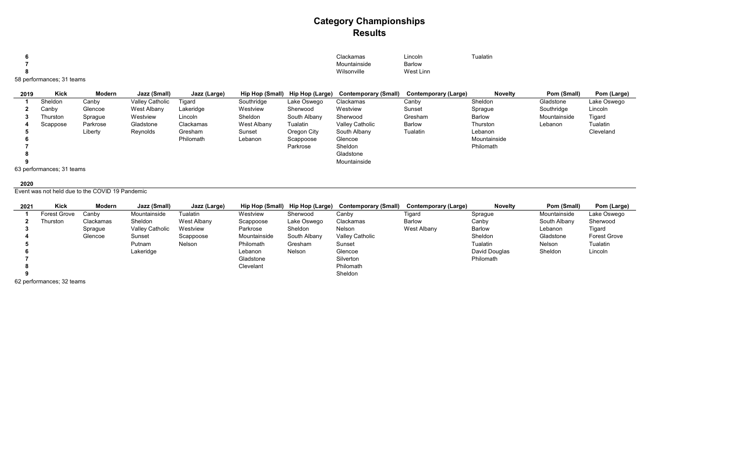# Category Championships
## Results

| | Kick | Modern | Jazz (Small) | Jazz (Large) | Hip Hop (Small) | Hip Hop (Large) | Contemporary (Small) | Contemporary (Large) | Novelty | Pom (Small) | Pom (Large) |
|---|---|---|---|---|---|---|---|---|---|---|---|
| **6** | | | | | | | Clackamas | Lincoln | Tualatin | | |
| **7** | | | | | | | Mountainside | Barlow | | | |
| **8** | | | | | | | Wilsonville | West Linn | | | |

58 performances; 31 teams

| 2019 | Kick | Modern | Jazz (Small) | Jazz (Large) | Hip Hop (Small) | Hip Hop (Large) | Contemporary (Small) | Contemporary (Large) | Novelty | Pom (Small) | Pom (Large) |
|---|---|---|---|---|---|---|---|---|---|---|---|
| **1** | Sheldon | Canby | Valley Catholic | Tigard | Southridge | Lake Oswego | Clackamas | Canby | Sheldon | Gladstone | Lake Oswego |
| **2** | Canby | Glencoe | West Albany | Lakeridge | Westview | Sherwood | Westview | Sunset | Sprague | Southridge | Lincoln |
| **3** | Thurston | Sprague | Westview | Lincoln | Sheldon | South Albany | Sherwood | Gresham | Barlow | Mountainside | Tigard |
| **4** | Scappose | Parkrose | Gladstone | Clackamas | West Albany | Tualatin | Valley Catholic | Barlow | Thurston | Lebanon | Tualatin |
| **5** | | Liberty | Reynolds | Gresham | Sunset | Oregon City | South Albany | Tualatin | Lebanon | | Cleveland |
| **6** | | | | Philomath | Lebanon | Scappoose | Glencoe | | Mountainside | | |
| **7** | | | | | | Parkrose | Sheldon | | Philomath | | |
| **8** | | | | | | | Gladstone | | | | |
| **9** | | | | | | | Mountainside | | | | |

63 performances; 31 teams

**2020**

Event was not held due to the COVID 19 Pandemic

| 2021 | Kick | Modern | Jazz (Small) | Jazz (Large) | Hip Hop (Small) | Hip Hop (Large) | Contemporary (Small) | Contemporary (Large) | Novelty | Pom (Small) | Pom (Large) |
|---|---|---|---|---|---|---|---|---|---|---|---|
| **1** | Forest Grove | Canby | Mountainside | Tualatin | Westview | Sherwood | Canby | Tigard | Sprague | Mountainside | Lake Oswego |
| **2** | Thurston | Clackamas | Sheldon | West Albany | Scappoose | Lake Oswego | Clackamas | Barlow | Canby | South Albany | Sherwood |
| **3** | | Sprague | Valley Catholic | Westview | Parkrose | Sheldon | Nelson | West Albany | Barlow | Lebanon | Tigard |
| **4** | | Glencoe | Sunset | Scappoose | Mountainside | South Albany | Valley Catholic | | Sheldon | Gladstone | Forest Grove |
| **5** | | | Putnam | Nelson | Philomath | Gresham | Sunset | | Tualatin | Nelson | Tualatin |
| **6** | | | Lakeridge | | Lebanon | Nelson | Glencoe | | David Douglas | Sheldon | Lincoln |
| **7** | | | | | Gladstone | | Silverton | | Philomath | | |
| **8** | | | | | Clevelant | | Philomath | | | | |
| **9** | | | | | | | Sheldon | | | | |

62 performances; 32 teams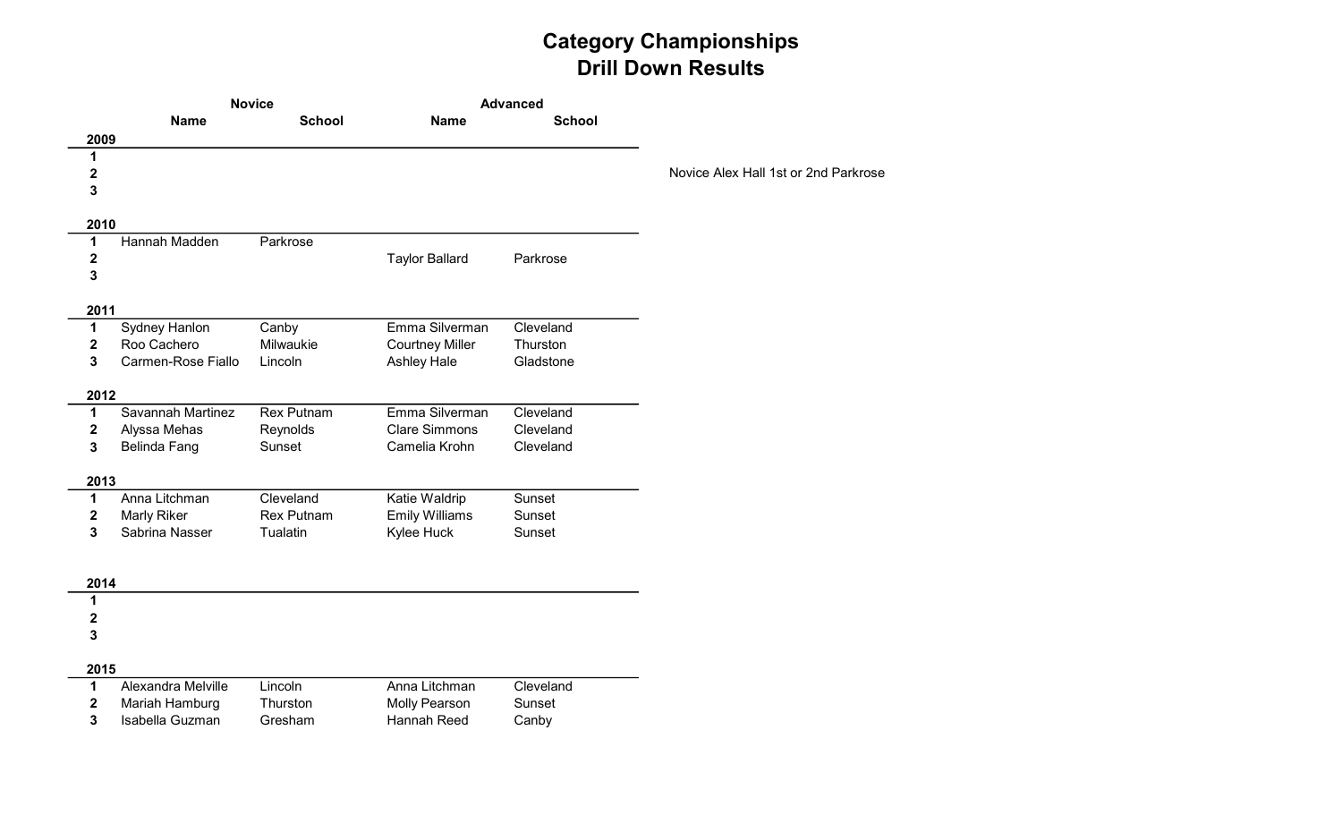# Category Championships
## Drill Down Results

| | Novice | | Advanced | |
|---|---|---|---|---|
| | **Name** | **School** | **Name** | **School** |
| **2009** | | | | |
| **1** | | | | |
| **2** | | | | |
| **3** | | | | |
| **2010** | | | | |
| **1** | Hannah Madden | Parkrose | | |
| **2** | | | Taylor Ballard | Parkrose |
| **3** | | | | |
| **2011** | | | | |
| **1** | Sydney Hanlon | Canby | Emma Silverman | Cleveland |
| **2** | Roo Cachero | Milwaukie | Courtney Miller | Thurston |
| **3** | Carmen-Rose Fiallo | Lincoln | Ashley Hale | Gladstone |
| **2012** | | | | |
| **1** | Savannah Martinez | Rex Putnam | Emma Silverman | Cleveland |
| **2** | Alyssa Mehas | Reynolds | Clare Simmons | Cleveland |
| **3** | Belinda Fang | Sunset | Camelia Krohn | Cleveland |
| **2013** | | | | |
| **1** | Anna Litchman | Cleveland | Katie Waldrip | Sunset |
| **2** | Marly Riker | Rex Putnam | Emily Williams | Sunset |
| **3** | Sabrina Nasser | Tualatin | Kylee Huck | Sunset |
| **2014** | | | | |
| **1** | | | | |
| **2** | | | | |
| **3** | | | | |
| **2015** | | | | |
| **1** | Alexandra Melville | Lincoln | Anna Litchman | Cleveland |
| **2** | Mariah Hamburg | Thurston | Molly Pearson | Sunset |
| **3** | Isabella Guzman | Gresham | Hannah Reed | Canby |

Novice Alex Hall 1st or 2nd Parkrose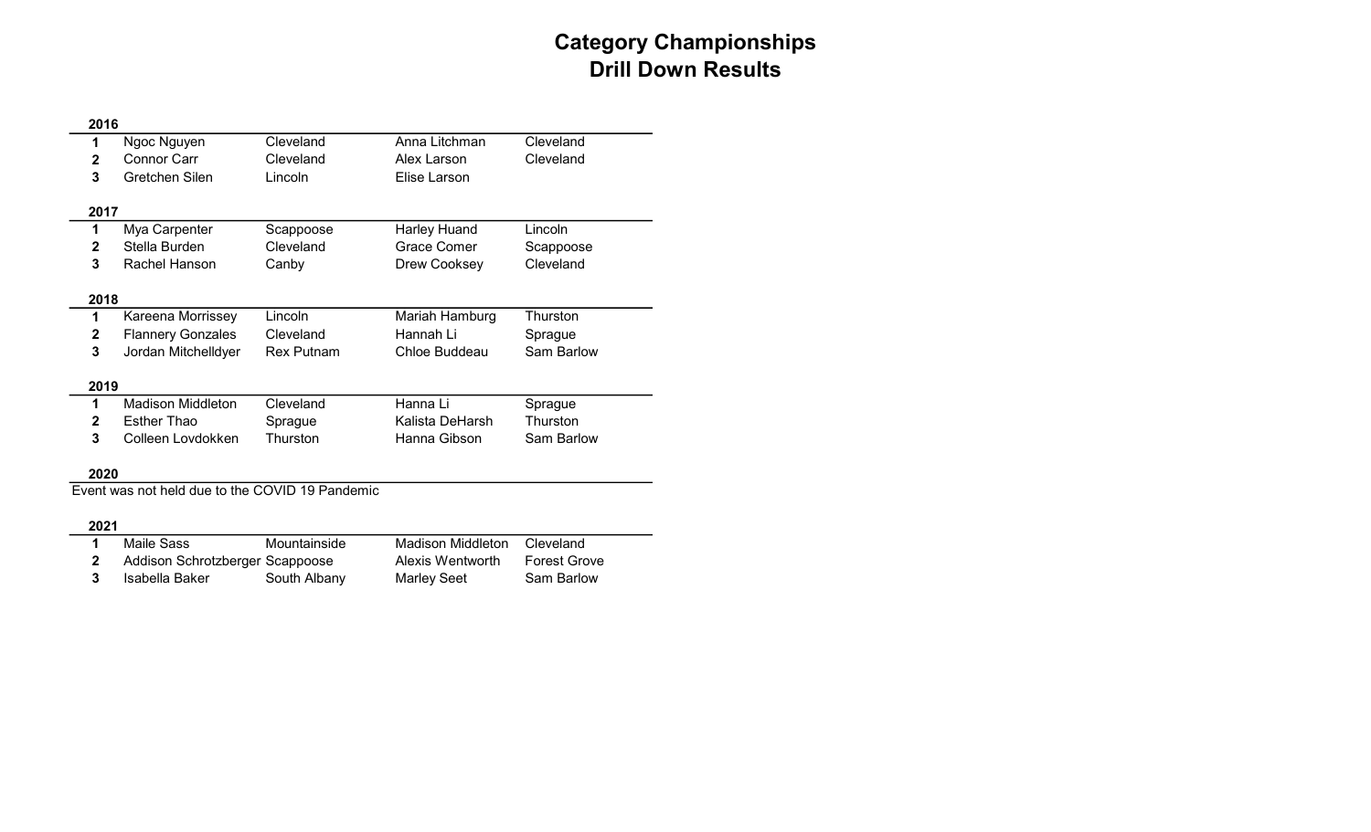# Category Championships
# Drill Down Results

**2016**

| | | | | |
|---|---|---|---|---|
| **1** | Ngoc Nguyen | Cleveland | Anna Litchman | Cleveland |
| **2** | Connor Carr | Cleveland | Alex Larson | Cleveland |
| **3** | Gretchen Silen | Lincoln | Elise Larson | |

**2017**

| | | | | |
|---|---|---|---|---|
| **1** | Mya Carpenter | Scappoose | Harley Huand | Lincoln |
| **2** | Stella Burden | Cleveland | Grace Comer | Scappoose |
| **3** | Rachel Hanson | Canby | Drew Cooksey | Cleveland |

**2018**

| | | | | |
|---|---|---|---|---|
| **1** | Kareena Morrissey | Lincoln | Mariah Hamburg | Thurston |
| **2** | Flannery Gonzales | Cleveland | Hannah Li | Sprague |
| **3** | Jordan Mitchelldyer | Rex Putnam | Chloe Buddeau | Sam Barlow |

**2019**

| | | | | |
|---|---|---|---|---|
| **1** | Madison Middleton | Cleveland | Hanna Li | Sprague |
| **2** | Esther Thao | Sprague | Kalista DeHarsh | Thurston |
| **3** | Colleen Lovdokken | Thurston | Hanna Gibson | Sam Barlow |

**2020**

Event was not held due to the COVID 19 Pandemic

**2021**

| | | | | |
|---|---|---|---|---|
| **1** | Maile Sass | Mountainside | Madison Middleton | Cleveland |
| **2** | Addison Schrotzberger | Scappoose | Alexis Wentworth | Forest Grove |
| **3** | Isabella Baker | South Albany | Marley Seet | Sam Barlow |